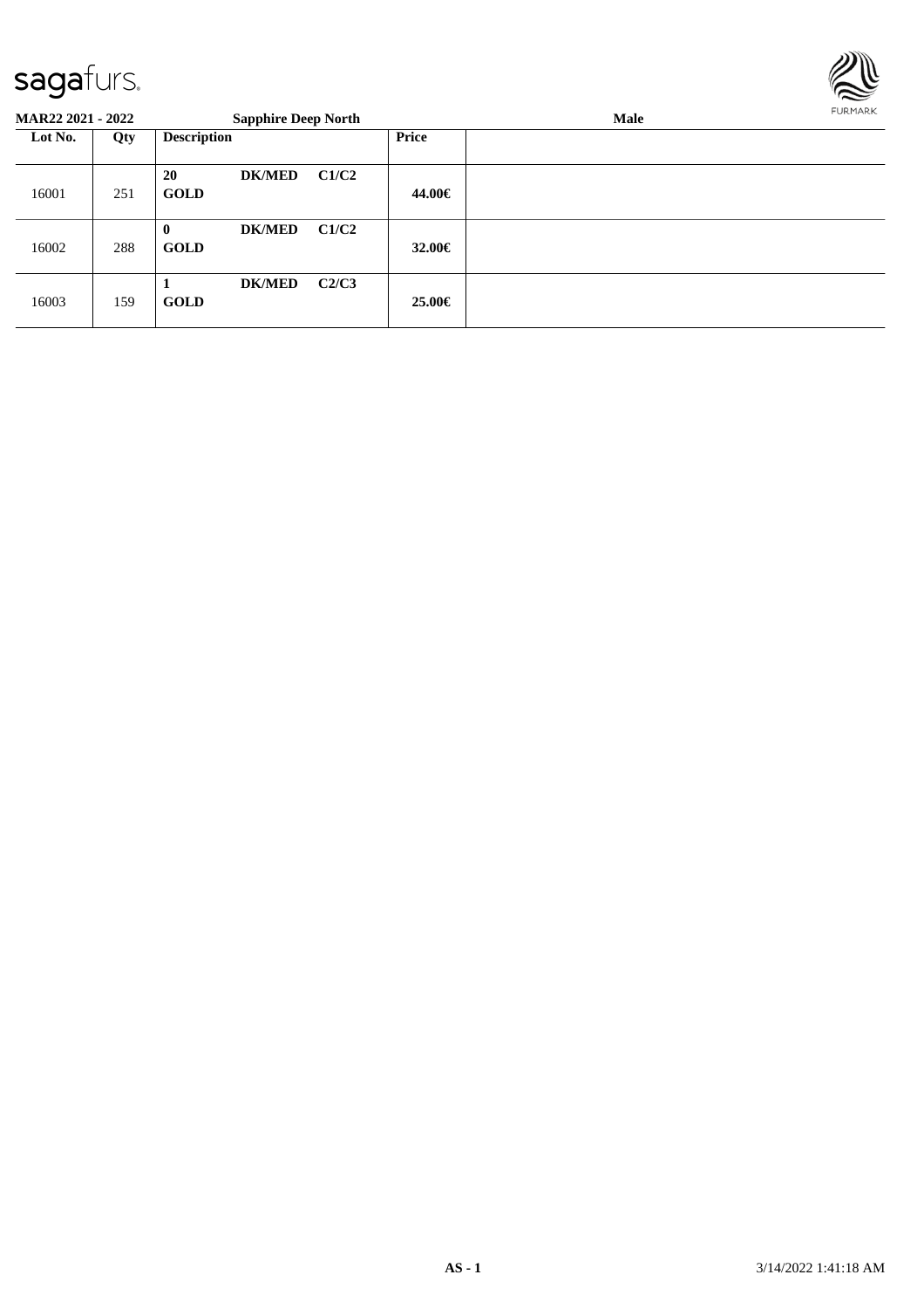sagafurs.

**MAR22 2021 - 2022** **Sapphire Deep North** **Male**

| Lot No. | Qty | Description | | | Price | |
|---|---|---|---|---|---|---|
| 16001 | 251 | **20** **GOLD** | **DK/MED** | **C1/C2** | **44.00€** | |
| 16002 | 288 | **0** **GOLD** | **DK/MED** | **C1/C2** | **32.00€** | |
| 16003 | 159 | **1** **GOLD** | **DK/MED** | **C2/C3** | **25.00€** | |

**AS - 1** 3/14/2022 1:41:18 AM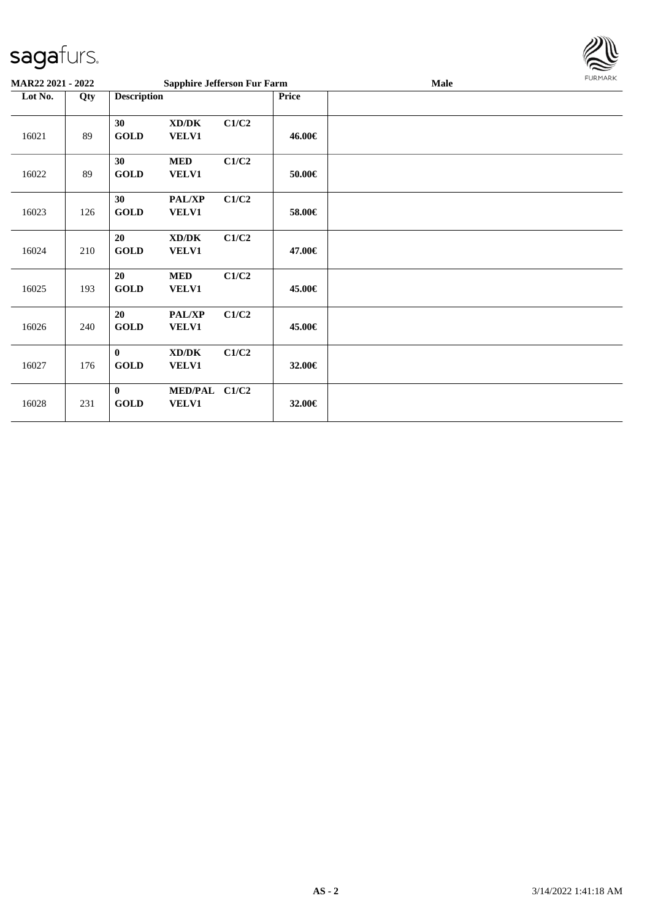**MAR22 2021 - 2022** | **Sapphire Jefferson Fur Farm** | **Male**

| Lot No. | Qty | Description | | | Price | |
|---|---|---|---|---|---|---|
| 16021 | 89 | 30 GOLD | XD/DK VELV1 | C1/C2 | 46.00€ | |
| 16022 | 89 | 30 GOLD | MED VELV1 | C1/C2 | 50.00€ | |
| 16023 | 126 | 30 GOLD | PAL/XP VELV1 | C1/C2 | 58.00€ | |
| 16024 | 210 | 20 GOLD | XD/DK VELV1 | C1/C2 | 47.00€ | |
| 16025 | 193 | 20 GOLD | MED VELV1 | C1/C2 | 45.00€ | |
| 16026 | 240 | 20 GOLD | PAL/XP VELV1 | C1/C2 | 45.00€ | |
| 16027 | 176 | 0 GOLD | XD/DK VELV1 | C1/C2 | 32.00€ | |
| 16028 | 231 | 0 GOLD | MED/PAL VELV1 | C1/C2 | 32.00€ | |

AS - 2 3/14/2022 1:41:18 AM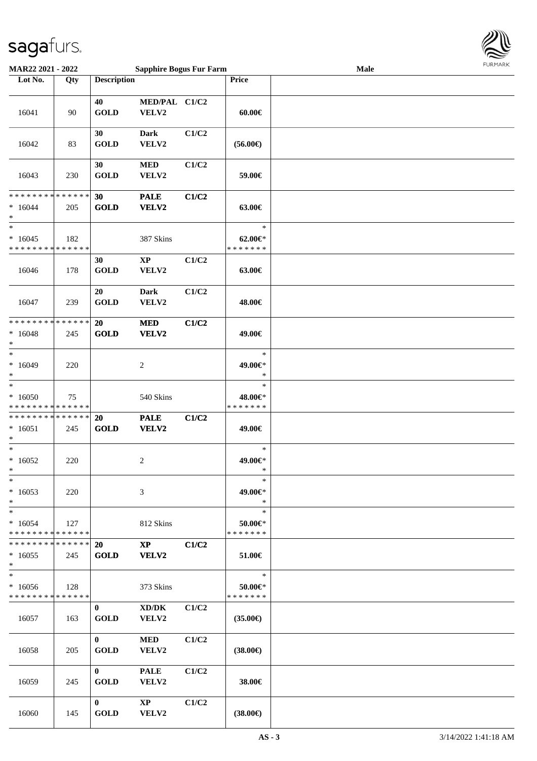**MAR22 2021 - 2022** | **Sapphire Bogus Fur Farm** | **Male**

| Lot No. | Qty | Description | | | Price | |
|---|---|---|---|---|---|---|
| 16041 | 90 | 40 GOLD | MED/PAL VELV2 | C1/C2 | 60.00€ | |
| 16042 | 83 | 30 GOLD | Dark VELV2 | C1/C2 | (56.00€) | |
| 16043 | 230 | 30 GOLD | MED VELV2 | C1/C2 | 59.00€ | |
| * * * * * * * * * * * * * * * 16044 * | 205 | 30 GOLD | PALE VELV2 | C1/C2 | 63.00€ | |
| * * 16045 * * * * * * * * * * * * * * | 182 | | 387 Skins | | * 62.00€* * * * * * * * | |
| 16046 | 178 | 30 GOLD | XP VELV2 | C1/C2 | 63.00€ | |
| 16047 | 239 | 20 GOLD | Dark VELV2 | C1/C2 | 48.00€ | |
| * * * * * * * * * * * * * * * 16048 * | 245 | 20 GOLD | MED VELV2 | C1/C2 | 49.00€ | |
| * * 16049 * | 220 | | 2 | | * 49.00€* * | |
| * * 16050 * * * * * * * * * * * * * * | 75 | | 540 Skins | | * 48.00€* * * * * * * * | |
| * * * * * * * * * * * * * * * 16051 * | 245 | 20 GOLD | PALE VELV2 | C1/C2 | 49.00€ | |
| * * 16052 * | 220 | | 2 | | * 49.00€* * | |
| * * 16053 * | 220 | | 3 | | * 49.00€* * | |
| * * 16054 * * * * * * * * * * * * * * | 127 | | 812 Skins | | * 50.00€* * * * * * * * | |
| * * * * * * * * * * * * * * * 16055 * | 245 | 20 GOLD | XP VELV2 | C1/C2 | 51.00€ | |
| * * 16056 * * * * * * * * * * * * * * | 128 | | 373 Skins | | * 50.00€* * * * * * * * | |
| 16057 | 163 | 0 GOLD | XD/DK VELV2 | C1/C2 | (35.00€) | |
| 16058 | 205 | 0 GOLD | MED VELV2 | C1/C2 | (38.00€) | |
| 16059 | 245 | 0 GOLD | PALE VELV2 | C1/C2 | 38.00€ | |
| 16060 | 145 | 0 GOLD | XP VELV2 | C1/C2 | (38.00€) | |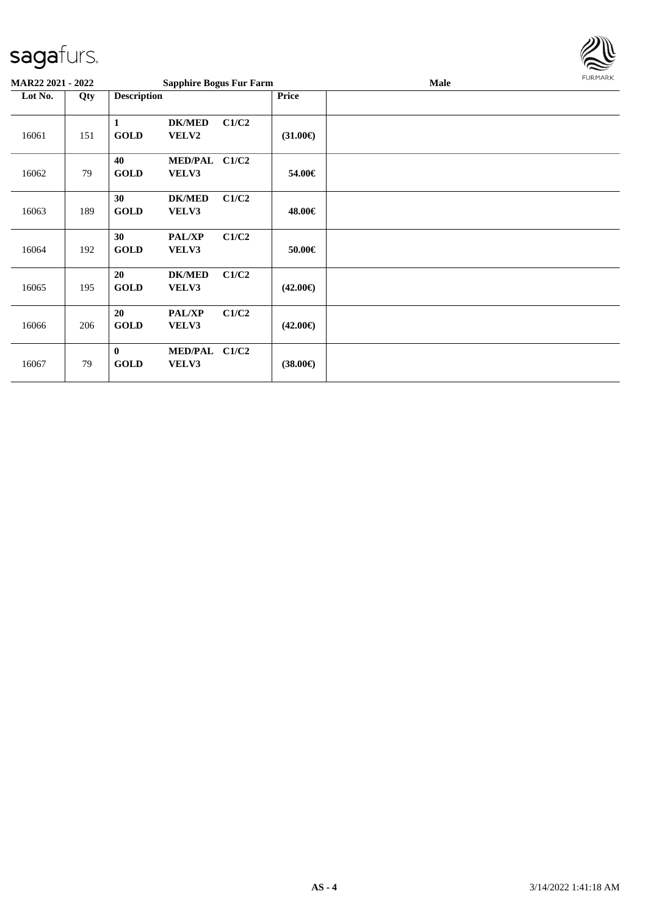**MAR22 2021 - 2022** | **Sapphire Bogus Fur Farm** | **Male**

| Lot No. | Qty | Description | | | Price | |
|---|---|---|---|---|---|---|
| 16061 | 151 | **1** **GOLD** | **DK/MED** **VELV2** | **C1/C2** | **(31.00€)** | |
| 16062 | 79 | **40** **GOLD** | **MED/PAL** **VELV3** | **C1/C2** | **54.00€** | |
| 16063 | 189 | **30** **GOLD** | **DK/MED** **VELV3** | **C1/C2** | **48.00€** | |
| 16064 | 192 | **30** **GOLD** | **PAL/XP** **VELV3** | **C1/C2** | **50.00€** | |
| 16065 | 195 | **20** **GOLD** | **DK/MED** **VELV3** | **C1/C2** | **(42.00€)** | |
| 16066 | 206 | **20** **GOLD** | **PAL/XP** **VELV3** | **C1/C2** | **(42.00€)** | |
| 16067 | 79 | **0** **GOLD** | **MED/PAL** **VELV3** | **C1/C2** | **(38.00€)** | |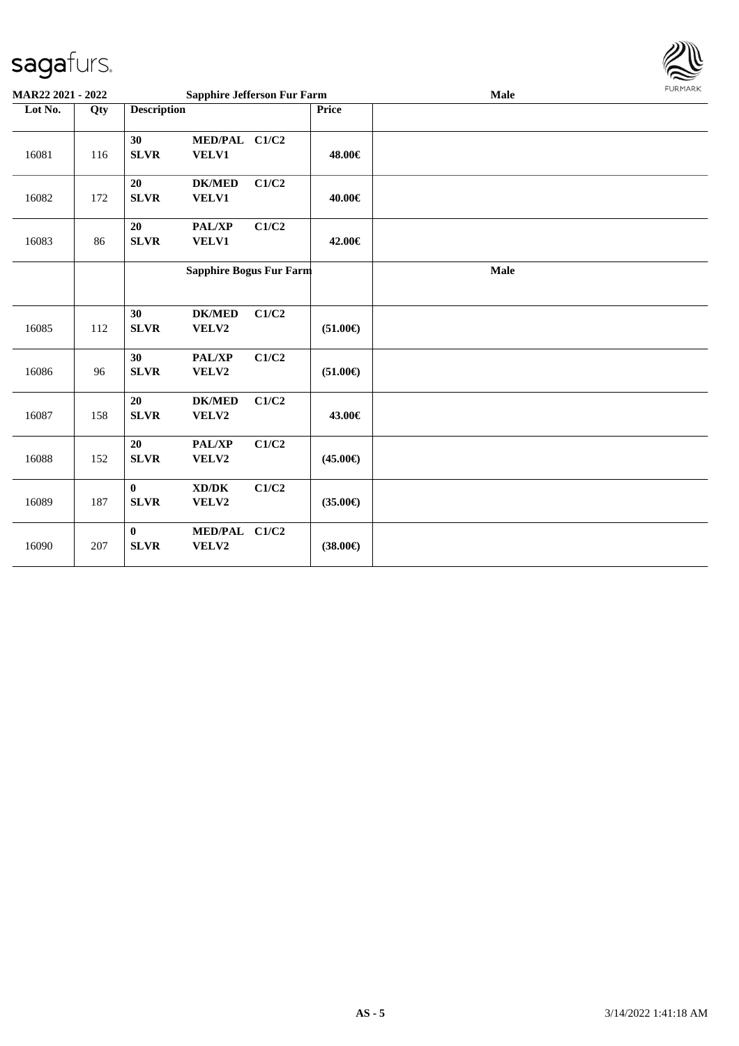| Lot No. | Qty | Description | | | Price | Sapphire Jefferson Fur Farm — Male |
|---|---|---|---|---|---|---|
| 16081 | 116 | 30 SLVR | MED/PAL VELV1 | C1/C2 | 48.00€ | |
| 16082 | 172 | 20 SLVR | DK/MED VELV1 | C1/C2 | 40.00€ | |
| 16083 | 86 | 20 SLVR | PAL/XP VELV1 | C1/C2 | 42.00€ | |
| | | **Sapphire Bogus Fur Farm** | | | | **Male** |
| 16085 | 112 | 30 SLVR | DK/MED VELV2 | C1/C2 | (51.00€) | |
| 16086 | 96 | 30 SLVR | PAL/XP VELV2 | C1/C2 | (51.00€) | |
| 16087 | 158 | 20 SLVR | DK/MED VELV2 | C1/C2 | 43.00€ | |
| 16088 | 152 | 20 SLVR | PAL/XP VELV2 | C1/C2 | (45.00€) | |
| 16089 | 187 | 0 SLVR | XD/DK VELV2 | C1/C2 | (35.00€) | |
| 16090 | 207 | 0 SLVR | MED/PAL VELV2 | C1/C2 | (38.00€) | |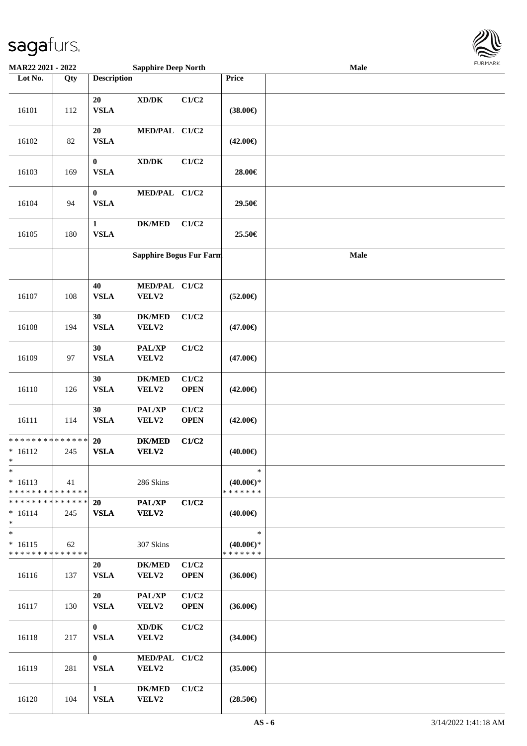| Lot No. | Qty | Description | | | Price | |
|---|---|---|---|---|---|---|
| 16101 | 112 | 20<br>VSLA | XD/DK | C1/C2 | (38.00€) | |
| 16102 | 82 | 20<br>VSLA | MED/PAL | C1/C2 | (42.00€) | |
| 16103 | 169 | 0<br>VSLA | XD/DK | C1/C2 | 28.00€ | |
| 16104 | 94 | 0<br>VSLA | MED/PAL | C1/C2 | 29.50€ | |
| 16105 | 180 | 1<br>VSLA | DK/MED | C1/C2 | 25.50€ | |
| | | **Sapphire Bogus Fur Farm** | | | | **Male** |
| 16107 | 108 | 40<br>VSLA | MED/PAL<br>VELV2 | C1/C2 | (52.00€) | |
| 16108 | 194 | 30<br>VSLA | DK/MED<br>VELV2 | C1/C2 | (47.00€) | |
| 16109 | 97 | 30<br>VSLA | PAL/XP<br>VELV2 | C1/C2 | (47.00€) | |
| 16110 | 126 | 30<br>VSLA | DK/MED<br>VELV2 | C1/C2<br>OPEN | (42.00€) | |
| 16111 | 114 | 30<br>VSLA | PAL/XP<br>VELV2 | C1/C2<br>OPEN | (42.00€) | |
| * 16112 | 245 | 20<br>VSLA | DK/MED<br>VELV2 | C1/C2 | (40.00€) | |
| * 16113 | 41 | | 286 Skins | | (40.00€)* | |
| * 16114 | 245 | 20<br>VSLA | PAL/XP<br>VELV2 | C1/C2 | (40.00€) | |
| * 16115 | 62 | | 307 Skins | | (40.00€)* | |
| 16116 | 137 | 20<br>VSLA | DK/MED<br>VELV2 | C1/C2<br>OPEN | (36.00€) | |
| 16117 | 130 | 20<br>VSLA | PAL/XP<br>VELV2 | C1/C2<br>OPEN | (36.00€) | |
| 16118 | 217 | 0<br>VSLA | XD/DK<br>VELV2 | C1/C2 | (34.00€) | |
| 16119 | 281 | 0<br>VSLA | MED/PAL<br>VELV2 | C1/C2 | (35.00€) | |
| 16120 | 104 | 1<br>VSLA | DK/MED<br>VELV2 | C1/C2 | (28.50€) | |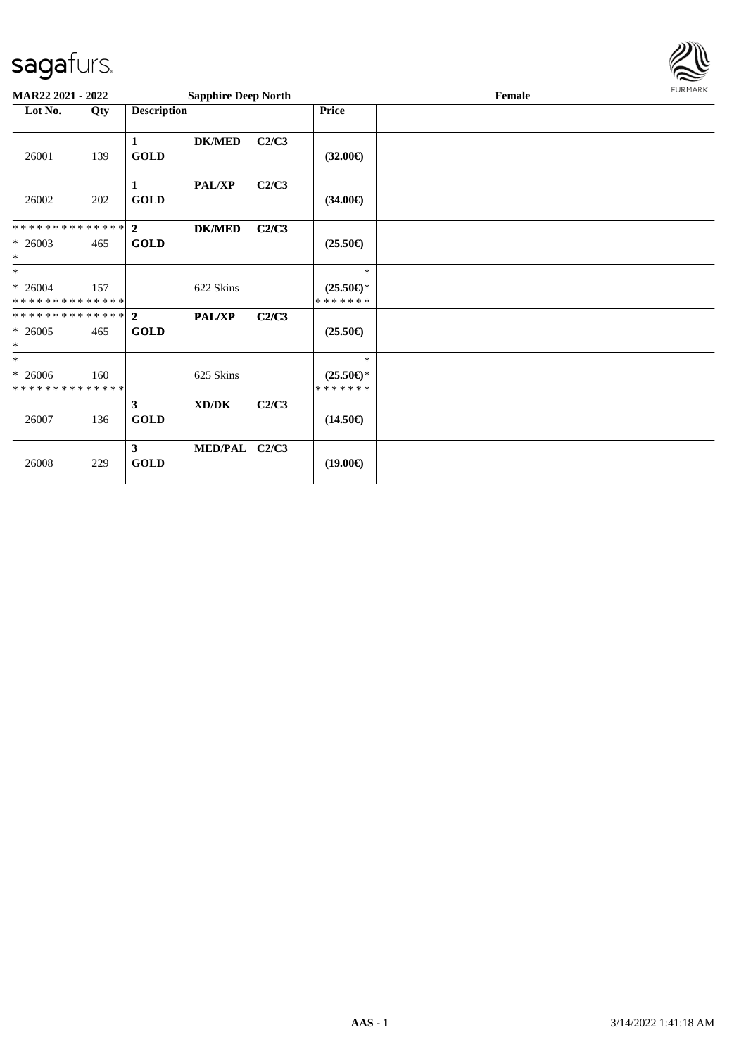MAR22 2021 - 2022 | Sapphire Deep North | Female

| Lot No. | Qty | Description | | | Price | |
|---|---|---|---|---|---|---|
| 26001 | 139 | 1 GOLD | DK/MED | C2/C3 | (32.00€) | |
| 26002 | 202 | 1 GOLD | PAL/XP | C2/C3 | (34.00€) | |
| * * * * * * * * * * * * * * <br>* 26003<br>* | 465 | 2 GOLD | DK/MED | C2/C3 | (25.50€) | |
| *<br>* 26004<br>* * * * * * * * * * * * * * | 157 | | 622 Skins | | *<br>(25.50€)*<br>* * * * * * * | |
| * * * * * * * * * * * * * * <br>* 26005<br>* | 465 | 2 GOLD | PAL/XP | C2/C3 | (25.50€) | |
| *<br>* 26006<br>* * * * * * * * * * * * * * | 160 | | 625 Skins | | *<br>(25.50€)*<br>* * * * * * * | |
| 26007 | 136 | 3 GOLD | XD/DK | C2/C3 | (14.50€) | |
| 26008 | 229 | 3 GOLD | MED/PAL | C2/C3 | (19.00€) | |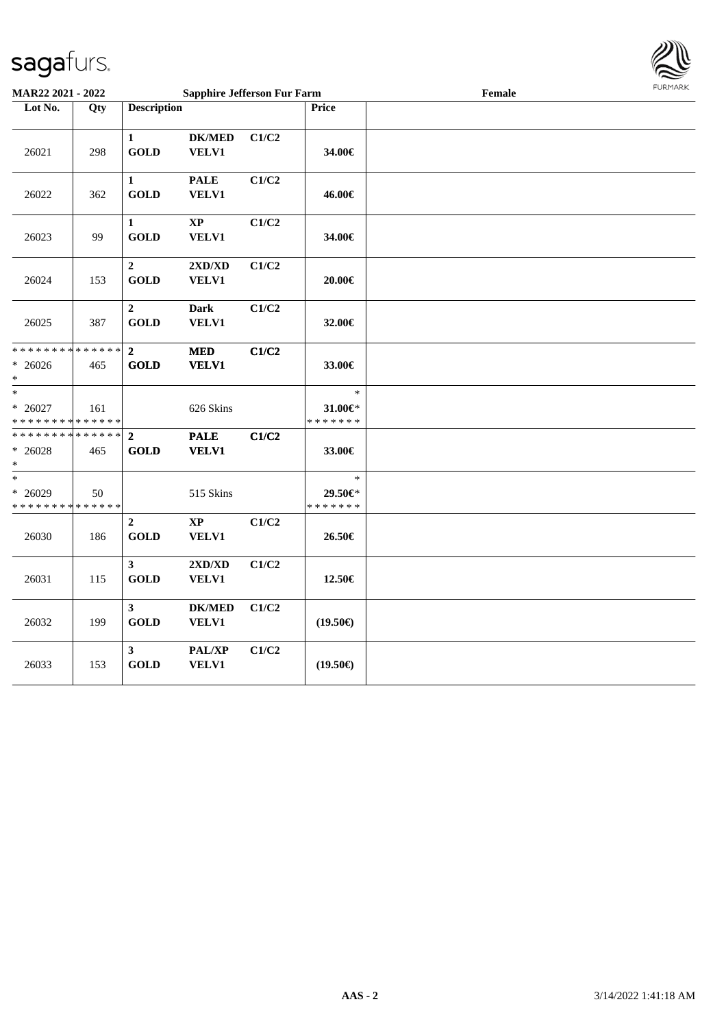**MAR22 2021 - 2022** | **Sapphire Jefferson Fur Farm** | **Female**

| Lot No. | Qty | Description | | | Price | |
|---|---|---|---|---|---|---|
| 26021 | 298 | **1 GOLD** | **DK/MED VELV1** | **C1/C2** | **34.00€** | |
| 26022 | 362 | **1 GOLD** | **PALE VELV1** | **C1/C2** | **46.00€** | |
| 26023 | 99 | **1 GOLD** | **XP VELV1** | **C1/C2** | **34.00€** | |
| 26024 | 153 | **2 GOLD** | **2XD/XD VELV1** | **C1/C2** | **20.00€** | |
| 26025 | 387 | **2 GOLD** | **Dark VELV1** | **C1/C2** | **32.00€** | |
| * * * * * * * * * * * * * * * 26026 * | 465 | **2 GOLD** | **MED VELV1** | **C1/C2** | **33.00€** | |
| * * 26027 * * * * * * * * * * * * * * | 161 | | 626 Skins | | * **31.00€*** * * * * * * * | |
| * * * * * * * * * * * * * * * 26028 * | 465 | **2 GOLD** | **PALE VELV1** | **C1/C2** | **33.00€** | |
| * * 26029 * * * * * * * * * * * * * * | 50 | | 515 Skins | | * **29.50€*** * * * * * * * | |
| 26030 | 186 | **2 GOLD** | **XP VELV1** | **C1/C2** | **26.50€** | |
| 26031 | 115 | **3 GOLD** | **2XD/XD VELV1** | **C1/C2** | **12.50€** | |
| 26032 | 199 | **3 GOLD** | **DK/MED VELV1** | **C1/C2** | **(19.50€)** | |
| 26033 | 153 | **3 GOLD** | **PAL/XP VELV1** | **C1/C2** | **(19.50€)** | |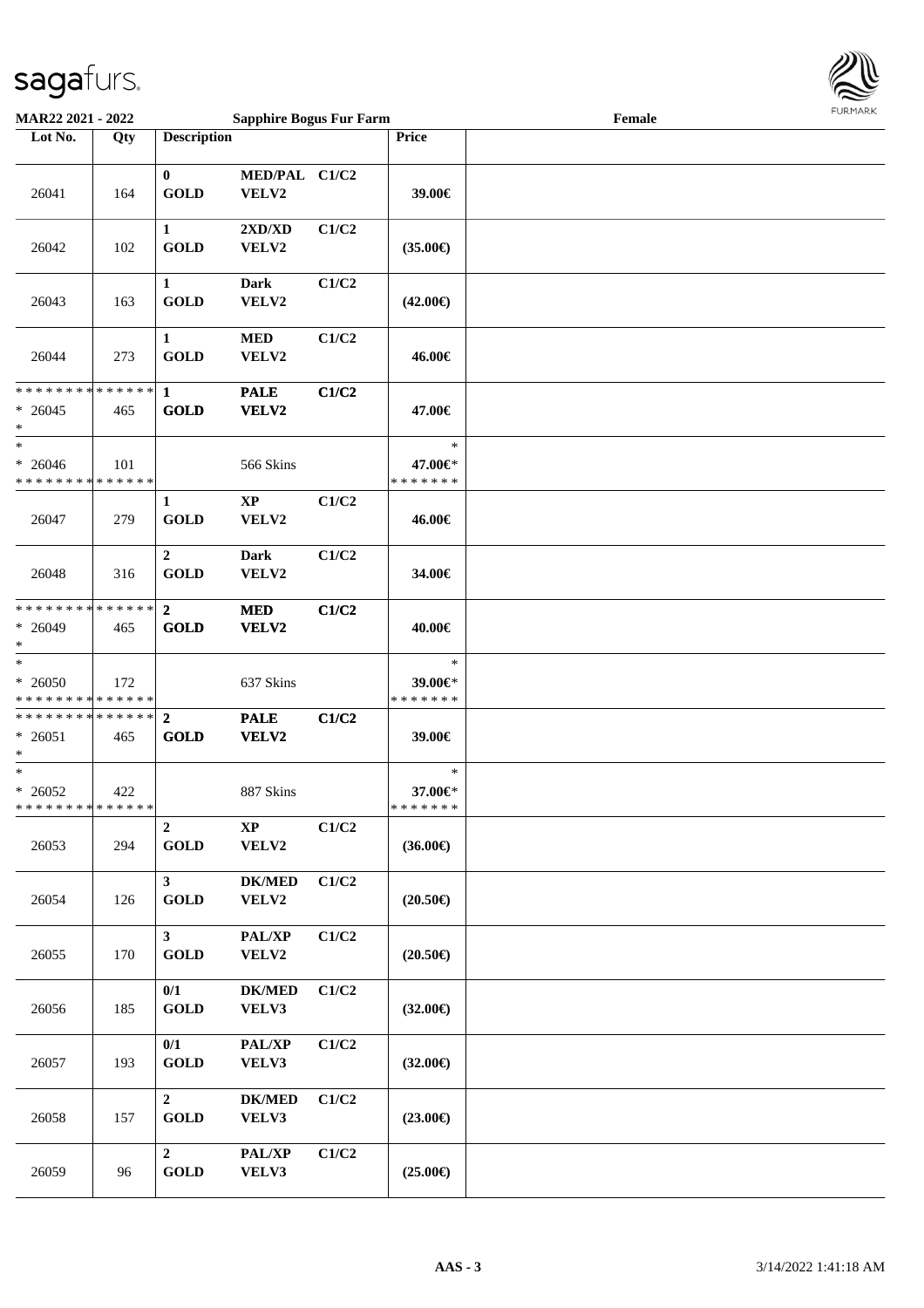**MAR22 2021 - 2022** | **Sapphire Bogus Fur Farm** | **Female**

| Lot No. | Qty | Description | | | Price | |
|---|---|---|---|---|---|---|
| 26041 | 164 | 0 GOLD | MED/PAL VELV2 | C1/C2 | 39.00€ | |
| 26042 | 102 | 1 GOLD | 2XD/XD VELV2 | C1/C2 | (35.00€) | |
| 26043 | 163 | 1 GOLD | Dark VELV2 | C1/C2 | (42.00€) | |
| 26044 | 273 | 1 GOLD | MED VELV2 | C1/C2 | 46.00€ | |
| * * * * * * * * * * * * * * <br>* 26045 <br>* | 465 | 1 GOLD | PALE VELV2 | C1/C2 | 47.00€ | |
| * <br>* 26046 <br>* * * * * * * * * * * * * * | 101 | | 566 Skins | | * <br>47.00€* <br>* * * * * * * | |
| 26047 | 279 | 1 GOLD | XP VELV2 | C1/C2 | 46.00€ | |
| 26048 | 316 | 2 GOLD | Dark VELV2 | C1/C2 | 34.00€ | |
| * * * * * * * * * * * * * * <br>* 26049 <br>* | 465 | 2 GOLD | MED VELV2 | C1/C2 | 40.00€ | |
| * <br>* 26050 <br>* * * * * * * * * * * * * * | 172 | | 637 Skins | | * <br>39.00€* <br>* * * * * * * | |
| * * * * * * * * * * * * * * <br>* 26051 <br>* | 465 | 2 GOLD | PALE VELV2 | C1/C2 | 39.00€ | |
| * <br>* 26052 <br>* * * * * * * * * * * * * * | 422 | | 887 Skins | | * <br>37.00€* <br>* * * * * * * | |
| 26053 | 294 | 2 GOLD | XP VELV2 | C1/C2 | (36.00€) | |
| 26054 | 126 | 3 GOLD | DK/MED VELV2 | C1/C2 | (20.50€) | |
| 26055 | 170 | 3 GOLD | PAL/XP VELV2 | C1/C2 | (20.50€) | |
| 26056 | 185 | 0/1 GOLD | DK/MED VELV3 | C1/C2 | (32.00€) | |
| 26057 | 193 | 0/1 GOLD | PAL/XP VELV3 | C1/C2 | (32.00€) | |
| 26058 | 157 | 2 GOLD | DK/MED VELV3 | C1/C2 | (23.00€) | |
| 26059 | 96 | 2 GOLD | PAL/XP VELV3 | C1/C2 | (25.00€) | |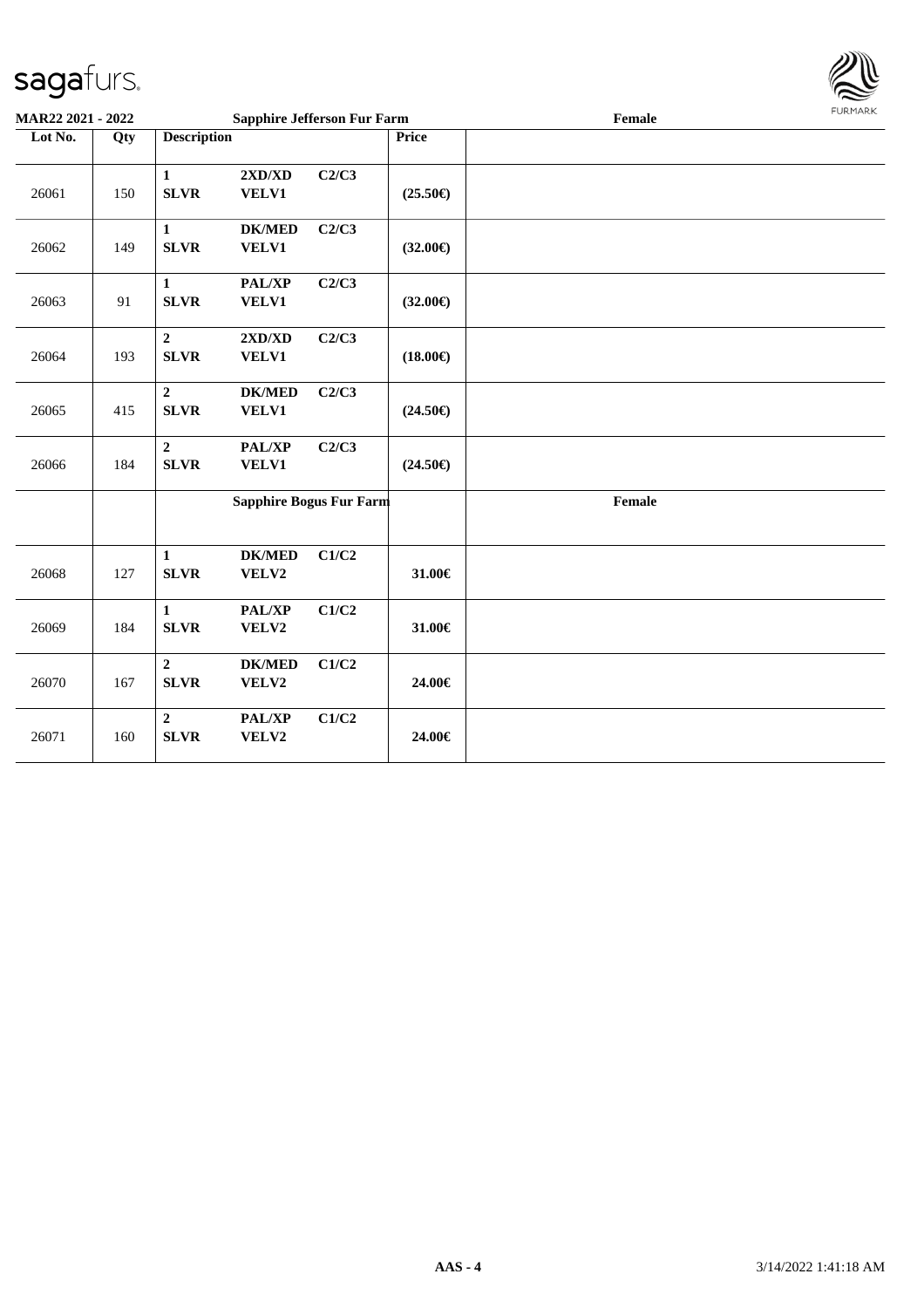| Lot No. | Qty | Description | | | Price | Sapphire Jefferson Fur Farm — Female |
|---|---|---|---|---|---|---|
| 26061 | 150 | 1 SLVR | 2XD/XD VELV1 | C2/C3 | (25.50€) | |
| 26062 | 149 | 1 SLVR | DK/MED VELV1 | C2/C3 | (32.00€) | |
| 26063 | 91 | 1 SLVR | PAL/XP VELV1 | C2/C3 | (32.00€) | |
| 26064 | 193 | 2 SLVR | 2XD/XD VELV1 | C2/C3 | (18.00€) | |
| 26065 | 415 | 2 SLVR | DK/MED VELV1 | C2/C3 | (24.50€) | |
| 26066 | 184 | 2 SLVR | PAL/XP VELV1 | C2/C3 | (24.50€) | |
| | | **Sapphire Bogus Fur Farm** | | | | **Female** |
| 26068 | 127 | 1 SLVR | DK/MED VELV2 | C1/C2 | 31.00€ | |
| 26069 | 184 | 1 SLVR | PAL/XP VELV2 | C1/C2 | 31.00€ | |
| 26070 | 167 | 2 SLVR | DK/MED VELV2 | C1/C2 | 24.00€ | |
| 26071 | 160 | 2 SLVR | PAL/XP VELV2 | C1/C2 | 24.00€ | |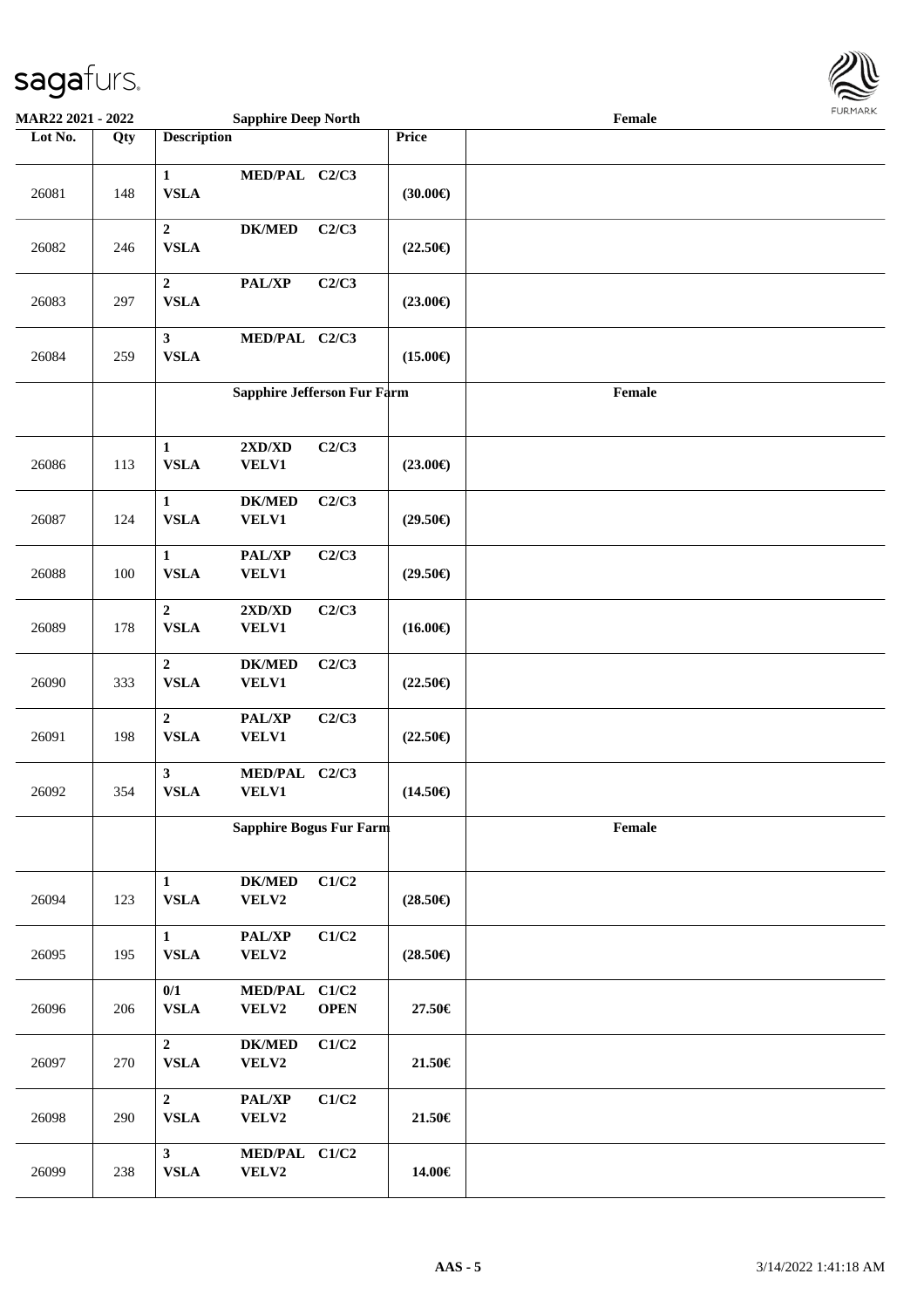| MAR22 2021 - 2022 | | Sapphire Deep North | | Female |
|---|---|---|---|---|
| Lot No. | Qty | Description | Price | |
| 26081 | 148 | 1 MED/PAL C2/C3 VSLA | (30.00€) | |
| 26082 | 246 | 2 DK/MED C2/C3 VSLA | (22.50€) | |
| 26083 | 297 | 2 PAL/XP C2/C3 VSLA | (23.00€) | |
| 26084 | 259 | 3 MED/PAL C2/C3 VSLA | (15.00€) | |
| | | **Sapphire Jefferson Fur Farm** | | **Female** |
| 26086 | 113 | 1 2XD/XD C2/C3 VSLA VELV1 | (23.00€) | |
| 26087 | 124 | 1 DK/MED C2/C3 VSLA VELV1 | (29.50€) | |
| 26088 | 100 | 1 PAL/XP C2/C3 VSLA VELV1 | (29.50€) | |
| 26089 | 178 | 2 2XD/XD C2/C3 VSLA VELV1 | (16.00€) | |
| 26090 | 333 | 2 DK/MED C2/C3 VSLA VELV1 | (22.50€) | |
| 26091 | 198 | 2 PAL/XP C2/C3 VSLA VELV1 | (22.50€) | |
| 26092 | 354 | 3 MED/PAL C2/C3 VSLA VELV1 | (14.50€) | |
| | | **Sapphire Bogus Fur Farm** | | **Female** |
| 26094 | 123 | 1 DK/MED C1/C2 VSLA VELV2 | (28.50€) | |
| 26095 | 195 | 1 PAL/XP C1/C2 VSLA VELV2 | (28.50€) | |
| 26096 | 206 | 0/1 MED/PAL C1/C2 VSLA VELV2 OPEN | 27.50€ | |
| 26097 | 270 | 2 DK/MED C1/C2 VSLA VELV2 | 21.50€ | |
| 26098 | 290 | 2 PAL/XP C1/C2 VSLA VELV2 | 21.50€ | |
| 26099 | 238 | 3 MED/PAL C1/C2 VSLA VELV2 | 14.00€ | |